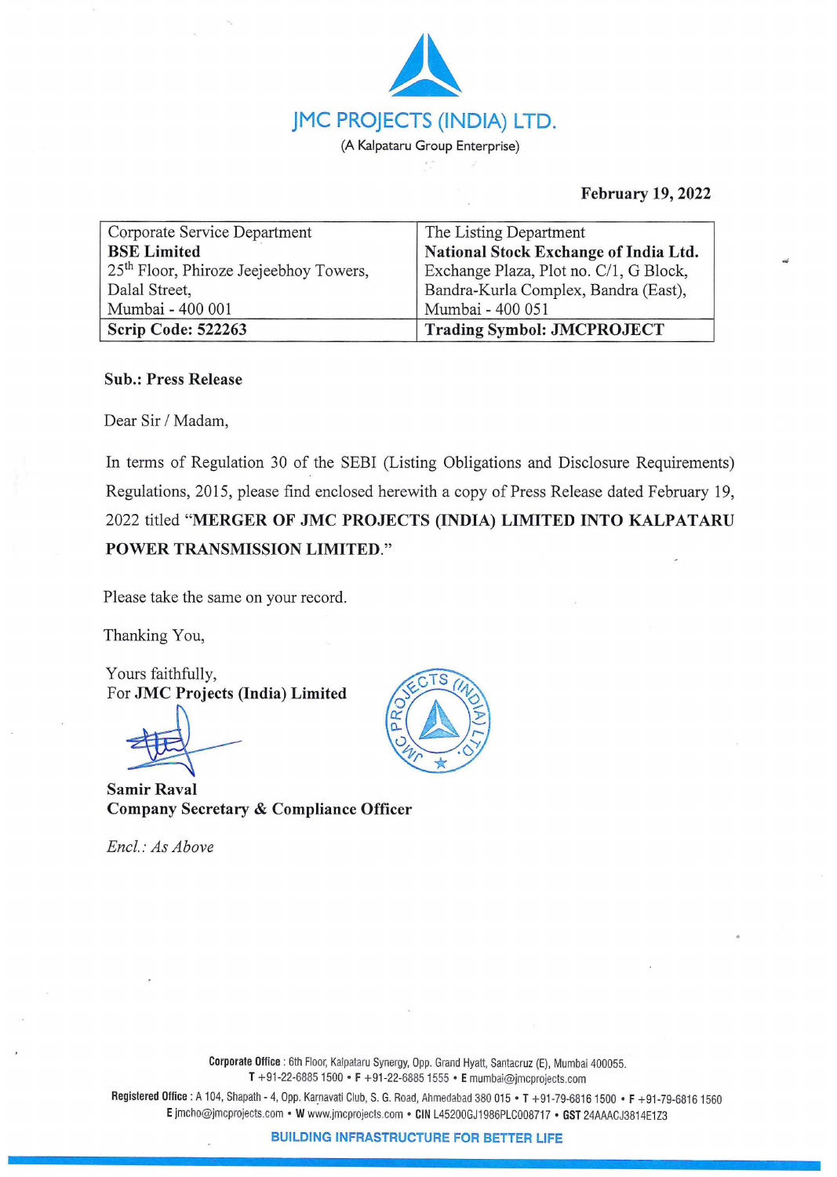# JMC PROJECTS (INDIA) LTD.

(A Kalpataru Group Enterprise)

**February 19, 2022**

| Corporate Service Department<br>**BSE Limited**<br>25th Floor, Phiroze Jeejeebhoy Towers,<br>Dalal Street,<br>Mumbai - 400 001 | The Listing Department<br>**National Stock Exchange of India Ltd.**<br>Exchange Plaza, Plot no. C/1, G Block,<br>Bandra-Kurla Complex, Bandra (East),<br>Mumbai - 400 051 |
|---|---|
| **Scrip Code: 522263** | **Trading Symbol: JMCPROJECT** |

**Sub.: Press Release**

Dear Sir / Madam,

In terms of Regulation 30 of the SEBI (Listing Obligations and Disclosure Requirements) Regulations, 2015, please find enclosed herewith a copy of Press Release dated February 19, 2022 titled "**MERGER OF JMC PROJECTS (INDIA) LIMITED INTO KALPATARU POWER TRANSMISSION LIMITED**."

Please take the same on your record.

Thanking You,

Yours faithfully,
For **JMC Projects (India) Limited**

**Samir Raval**
**Company Secretary & Compliance Officer**

*Encl.: As Above*

**Corporate Office** : 6th Floor, Kalpataru Synergy, Opp. Grand Hyatt, Santacruz (E), Mumbai 400055.
T +91-22-6885 1500 • F +91-22-6885 1555 • E mumbai@jmcprojects.com

**Registered Office** : A 104, Shapath - 4, Opp. Karnavati Club, S. G. Road, Ahmedabad 380 015 • T +91-79-6816 1500 • F +91-79-6816 1560
E jmcho@jmcprojects.com • W www.jmcprojects.com • CIN L45200GJ1986PLC008717 • GST 24AAACJ3814E1Z3

**BUILDING INFRASTRUCTURE FOR BETTER LIFE**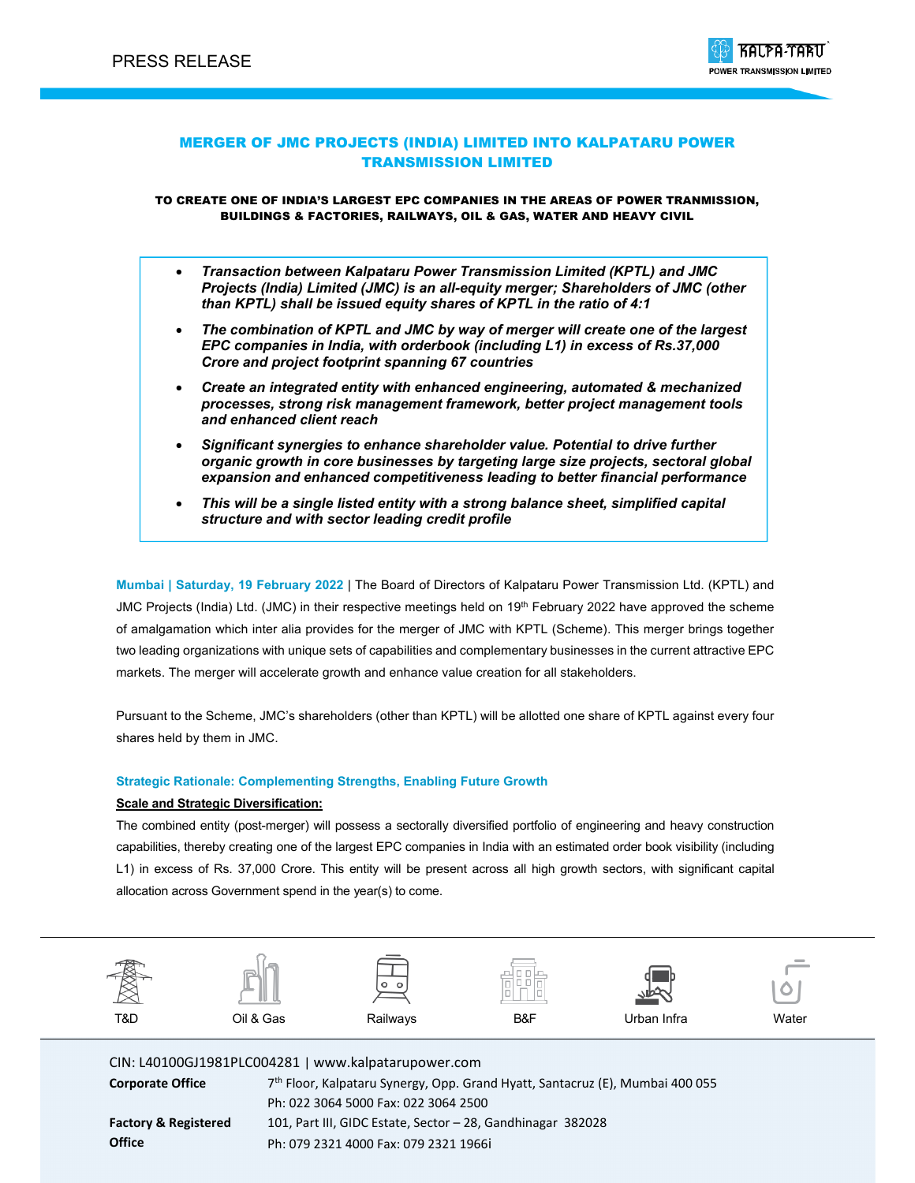## MERGER OF JMC PROJECTS (INDIA) LIMITED INTO KALPATARU POWER TRANSMISSION LIMITED

**TO CREATE ONE OF INDIA'S LARGEST EPC COMPANIES IN THE AREAS OF POWER TRANMISSION, BUILDINGS & FACTORIES, RAILWAYS, OIL & GAS, WATER AND HEAVY CIVIL**

- ***Transaction between Kalpataru Power Transmission Limited (KPTL) and JMC Projects (India) Limited (JMC) is an all-equity merger; Shareholders of JMC (other than KPTL) shall be issued equity shares of KPTL in the ratio of 4:1***
- ***The combination of KPTL and JMC by way of merger will create one of the largest EPC companies in India, with orderbook (including L1) in excess of Rs.37,000 Crore and project footprint spanning 67 countries***
- ***Create an integrated entity with enhanced engineering, automated & mechanized processes, strong risk management framework, better project management tools and enhanced client reach***
- ***Significant synergies to enhance shareholder value. Potential to drive further organic growth in core businesses by targeting large size projects, sectoral global expansion and enhanced competitiveness leading to better financial performance***
- ***This will be a single listed entity with a strong balance sheet, simplified capital structure and with sector leading credit profile***

**Mumbai | Saturday, 19 February 2022** | The Board of Directors of Kalpataru Power Transmission Ltd. (KPTL) and JMC Projects (India) Ltd. (JMC) in their respective meetings held on 19th February 2022 have approved the scheme of amalgamation which inter alia provides for the merger of JMC with KPTL (Scheme). This merger brings together two leading organizations with unique sets of capabilities and complementary businesses in the current attractive EPC markets. The merger will accelerate growth and enhance value creation for all stakeholders.

Pursuant to the Scheme, JMC's shareholders (other than KPTL) will be allotted one share of KPTL against every four shares held by them in JMC.

### Strategic Rationale: Complementing Strengths, Enabling Future Growth

**Scale and Strategic Diversification:**

The combined entity (post-merger) will possess a sectorally diversified portfolio of engineering and heavy construction capabilities, thereby creating one of the largest EPC companies in India with an estimated order book visibility (including L1) in excess of Rs. 37,000 Crore. This entity will be present across all high growth sectors, with significant capital allocation across Government spend in the year(s) to come.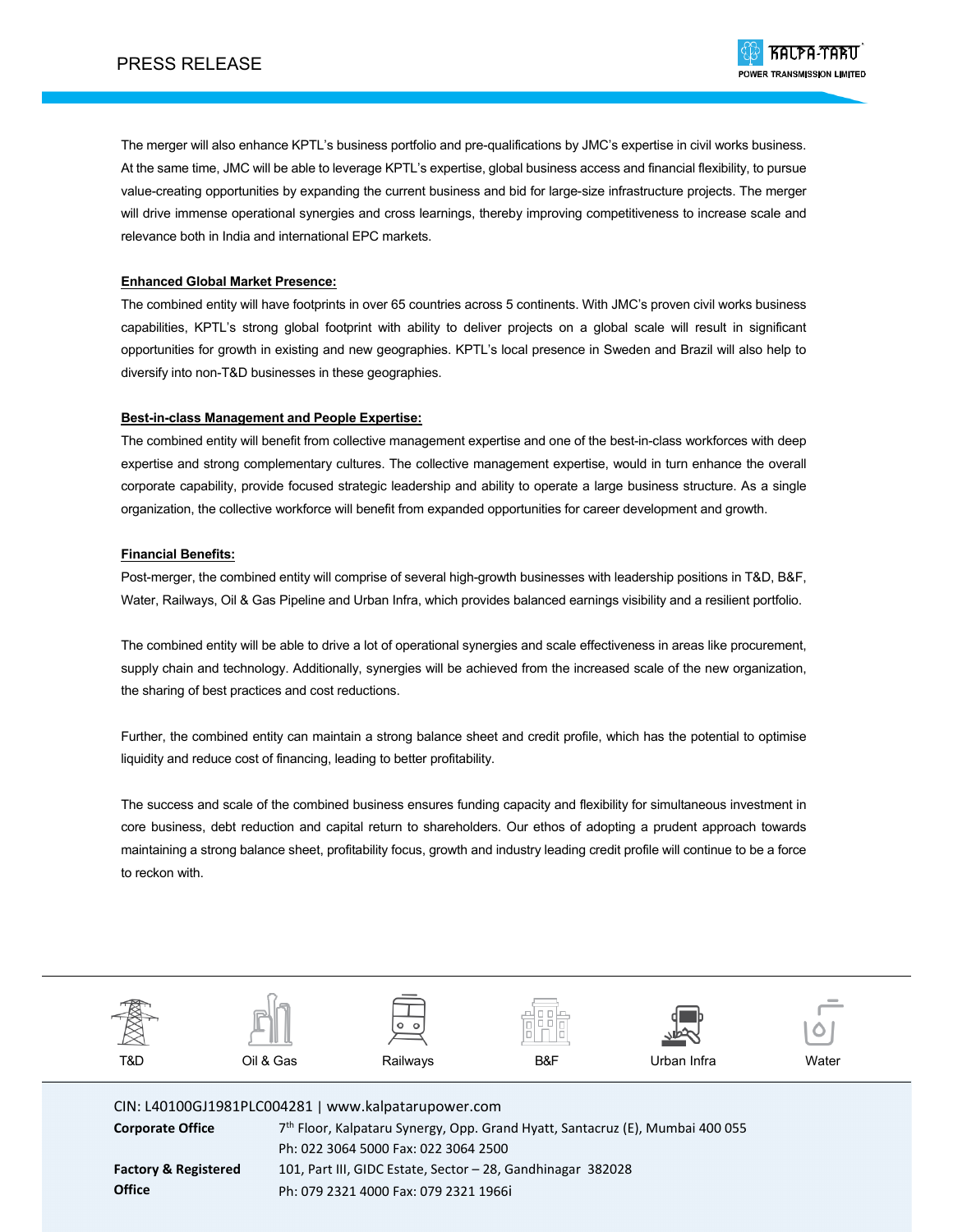The merger will also enhance KPTL's business portfolio and pre-qualifications by JMC's expertise in civil works business. At the same time, JMC will be able to leverage KPTL's expertise, global business access and financial flexibility, to pursue value-creating opportunities by expanding the current business and bid for large-size infrastructure projects. The merger will drive immense operational synergies and cross learnings, thereby improving competitiveness to increase scale and relevance both in India and international EPC markets.

**Enhanced Global Market Presence:**

The combined entity will have footprints in over 65 countries across 5 continents. With JMC's proven civil works business capabilities, KPTL's strong global footprint with ability to deliver projects on a global scale will result in significant opportunities for growth in existing and new geographies. KPTL's local presence in Sweden and Brazil will also help to diversify into non-T&D businesses in these geographies.

**Best-in-class Management and People Expertise:**

The combined entity will benefit from collective management expertise and one of the best-in-class workforces with deep expertise and strong complementary cultures. The collective management expertise, would in turn enhance the overall corporate capability, provide focused strategic leadership and ability to operate a large business structure. As a single organization, the collective workforce will benefit from expanded opportunities for career development and growth.

**Financial Benefits:**

Post-merger, the combined entity will comprise of several high-growth businesses with leadership positions in T&D, B&F, Water, Railways, Oil & Gas Pipeline and Urban Infra, which provides balanced earnings visibility and a resilient portfolio.

The combined entity will be able to drive a lot of operational synergies and scale effectiveness in areas like procurement, supply chain and technology. Additionally, synergies will be achieved from the increased scale of the new organization, the sharing of best practices and cost reductions.

Further, the combined entity can maintain a strong balance sheet and credit profile, which has the potential to optimise liquidity and reduce cost of financing, leading to better profitability.

The success and scale of the combined business ensures funding capacity and flexibility for simultaneous investment in core business, debt reduction and capital return to shareholders. Our ethos of adopting a prudent approach towards maintaining a strong balance sheet, profitability focus, growth and industry leading credit profile will continue to be a force to reckon with.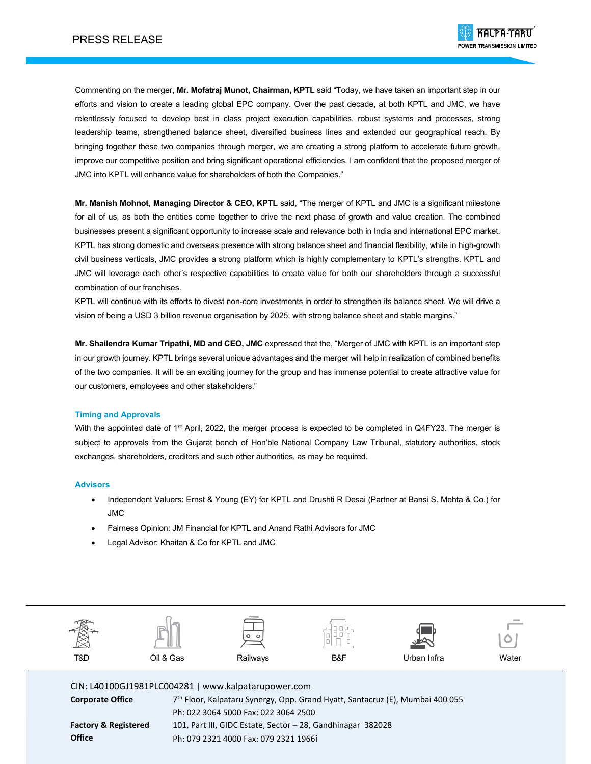Commenting on the merger, **Mr. Mofatraj Munot, Chairman, KPTL** said "Today, we have taken an important step in our efforts and vision to create a leading global EPC company. Over the past decade, at both KPTL and JMC, we have relentlessly focused to develop best in class project execution capabilities, robust systems and processes, strong leadership teams, strengthened balance sheet, diversified business lines and extended our geographical reach. By bringing together these two companies through merger, we are creating a strong platform to accelerate future growth, improve our competitive position and bring significant operational efficiencies. I am confident that the proposed merger of JMC into KPTL will enhance value for shareholders of both the Companies."

**Mr. Manish Mohnot, Managing Director & CEO, KPTL** said, "The merger of KPTL and JMC is a significant milestone for all of us, as both the entities come together to drive the next phase of growth and value creation. The combined businesses present a significant opportunity to increase scale and relevance both in India and international EPC market. KPTL has strong domestic and overseas presence with strong balance sheet and financial flexibility, while in high-growth civil business verticals, JMC provides a strong platform which is highly complementary to KPTL's strengths. KPTL and JMC will leverage each other's respective capabilities to create value for both our shareholders through a successful combination of our franchises.
KPTL will continue with its efforts to divest non-core investments in order to strengthen its balance sheet. We will drive a vision of being a USD 3 billion revenue organisation by 2025, with strong balance sheet and stable margins."

**Mr. Shailendra Kumar Tripathi, MD and CEO, JMC** expressed that the, "Merger of JMC with KPTL is an important step in our growth journey. KPTL brings several unique advantages and the merger will help in realization of combined benefits of the two companies. It will be an exciting journey for the group and has immense potential to create attractive value for our customers, employees and other stakeholders."

### Timing and Approvals

With the appointed date of 1st April, 2022, the merger process is expected to be completed in Q4FY23. The merger is subject to approvals from the Gujarat bench of Hon'ble National Company Law Tribunal, statutory authorities, stock exchanges, shareholders, creditors and such other authorities, as may be required.

### Advisors

- Independent Valuers: Ernst & Young (EY) for KPTL and Drushti R Desai (Partner at Bansi S. Mehta & Co.) for JMC
- Fairness Opinion: JM Financial for KPTL and Anand Rathi Advisors for JMC
- Legal Advisor: Khaitan & Co for KPTL and JMC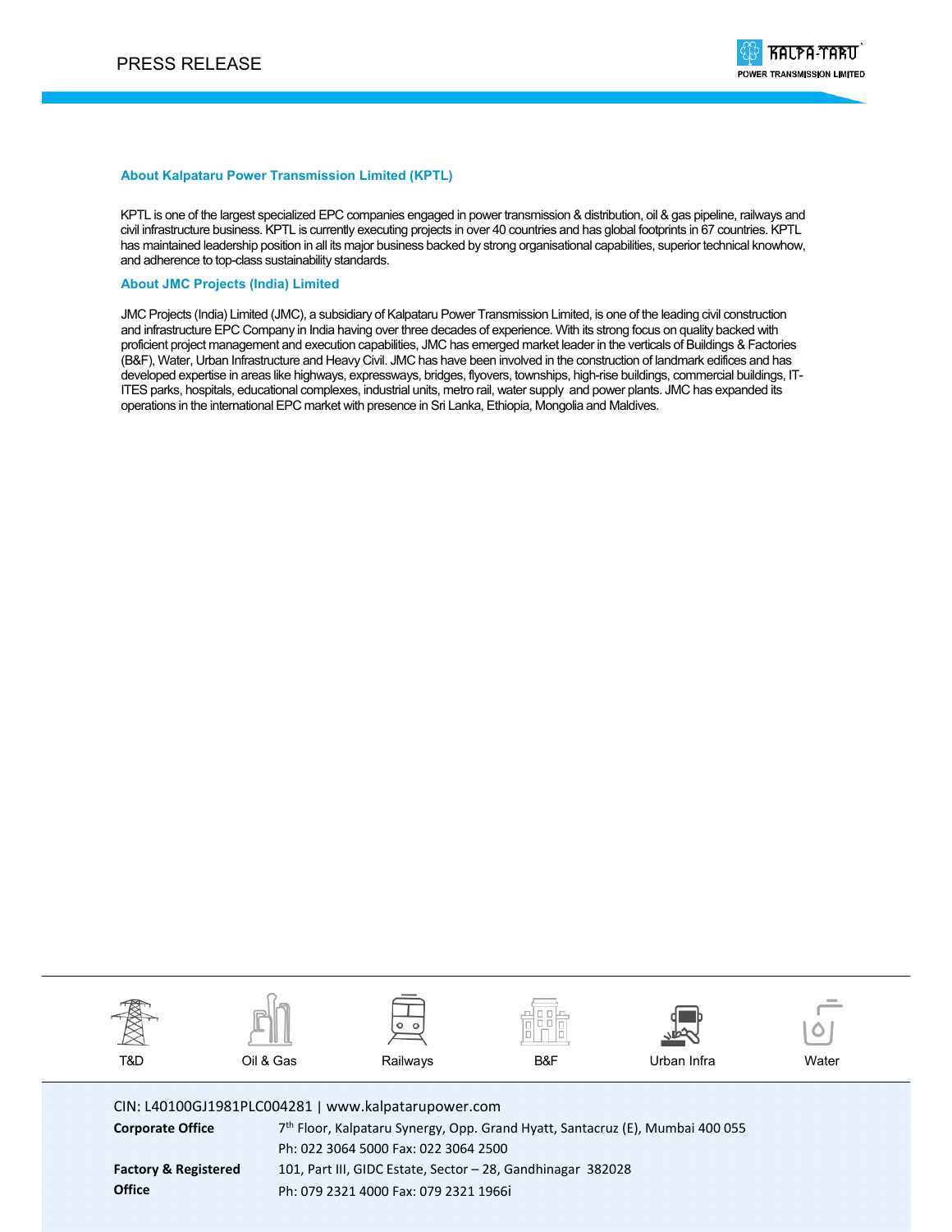### About Kalpataru Power Transmission Limited (KPTL)

KPTL is one of the largest specialized EPC companies engaged in power transmission & distribution, oil & gas pipeline, railways and civil infrastructure business. KPTL is currently executing projects in over 40 countries and has global footprints in 67 countries. KPTL has maintained leadership position in all its major business backed by strong organisational capabilities, superior technical knowhow, and adherence to top-class sustainability standards.

### About JMC Projects (India) Limited

JMC Projects (India) Limited (JMC), a subsidiary of Kalpataru Power Transmission Limited, is one of the leading civil construction and infrastructure EPC Company in India having over three decades of experience. With its strong focus on quality backed with proficient project management and execution capabilities, JMC has emerged market leader in the verticals of Buildings & Factories (B&F), Water, Urban Infrastructure and Heavy Civil. JMC has have been involved in the construction of landmark edifices and has developed expertise in areas like highways, expressways, bridges, flyovers, townships, high-rise buildings, commercial buildings, IT-ITES parks, hospitals, educational complexes, industrial units, metro rail, water supply and power plants. JMC has expanded its operations in the international EPC market with presence in Sri Lanka, Ethiopia, Mongolia and Maldives.

T&D | Oil & Gas | Railways | B&F | Urban Infra | Water

CIN: L40100GJ1981PLC004281 | www.kalpatarupower.com

**Corporate Office** 7th Floor, Kalpataru Synergy, Opp. Grand Hyatt, Santacruz (E), Mumbai 400 055
Ph: 022 3064 5000 Fax: 022 3064 2500

**Factory & Registered Office** 101, Part III, GIDC Estate, Sector – 28, Gandhinagar 382028
Ph: 079 2321 4000 Fax: 079 2321 1966i